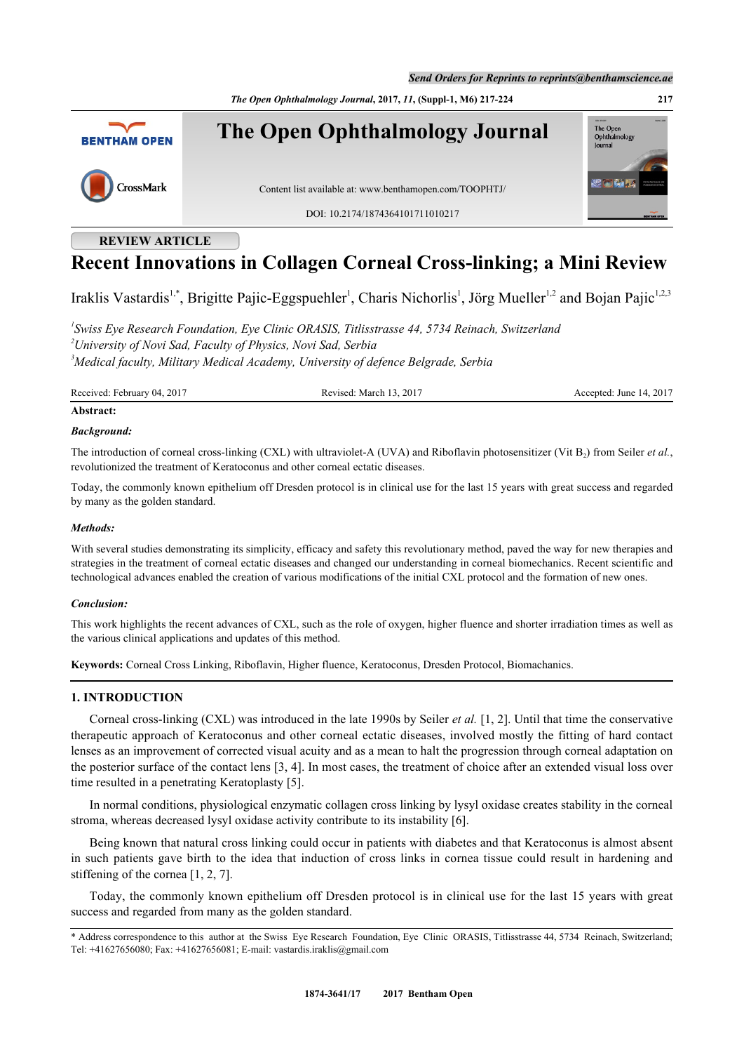REVIEW ARTICLE

# Recent Innovations in Collagen Corneal Cross-linking; a Mini Review

Iraklis Vastardis[1,*], Brigitte Pajic-Eggspuehler[1], Charis Nichorlis[1], Jörg Mueller[1,2] and Bojan Pajic[1,2,3]

[1] *Swiss Eye Research Foundation, Eye Clinic ORASIS, Titlisstrasse 44, 5734 Reinach, Switzerland*
[2] *University of Novi Sad, Faculty of Physics, Novi Sad, Serbia*
[3] *Medical faculty, Military Medical Academy, University of defence Belgrade, Serbia*

Received: February 04, 2017 Revised: March 13, 2017 Accepted: June 14, 2017

**Abstract:**

***Background:***

The introduction of corneal cross-linking (CXL) with ultraviolet-A (UVA) and Riboflavin photosensitizer (Vit $B_2$) from Seiler *et al.*, revolutionized the treatment of Keratoconus and other corneal ectatic diseases.

Today, the commonly known epithelium off Dresden protocol is in clinical use for the last 15 years with great success and regarded by many as the golden standard.

***Methods:***

With several studies demonstrating its simplicity, efficacy and safety this revolutionary method, paved the way for new therapies and strategies in the treatment of corneal ectatic diseases and changed our understanding in corneal biomechanics. Recent scientific and technological advances enabled the creation of various modifications of the initial CXL protocol and the formation of new ones.

***Conclusion:***

This work highlights the recent advances of CXL, such as the role of oxygen, higher fluence and shorter irradiation times as well as the various clinical applications and updates of this method.

**Keywords:** Corneal Cross Linking, Riboflavin, Higher fluence, Keratoconus, Dresden Protocol, Biomachanics.

## 1. INTRODUCTION

Corneal cross-linking (CXL) was introduced in the late 1990s by Seiler *et al.* [1, 2]. Until that time the conservative therapeutic approach of Keratoconus and other corneal ectatic diseases, involved mostly the fitting of hard contact lenses as an improvement of corrected visual acuity and as a mean to halt the progression through corneal adaptation on the posterior surface of the contact lens [3, 4]. In most cases, the treatment of choice after an extended visual loss over time resulted in a penetrating Keratoplasty [5].

In normal conditions, physiological enzymatic collagen cross linking by lysyl oxidase creates stability in the corneal stroma, whereas decreased lysyl oxidase activity contribute to its instability [6].

Being known that natural cross linking could occur in patients with diabetes and that Keratoconus is almost absent in such patients gave birth to the idea that induction of cross links in cornea tissue could result in hardening and stiffening of the cornea [1, 2, 7].

Today, the commonly known epithelium off Dresden protocol is in clinical use for the last 15 years with great success and regarded from many as the golden standard.

\* Address correspondence to this author at the Swiss Eye Research Foundation, Eye Clinic ORASIS, Titlisstrasse 44, 5734 Reinach, Switzerland; Tel: +41627656080; Fax: +41627656081; E-mail: vastardis.iraklis@gmail.com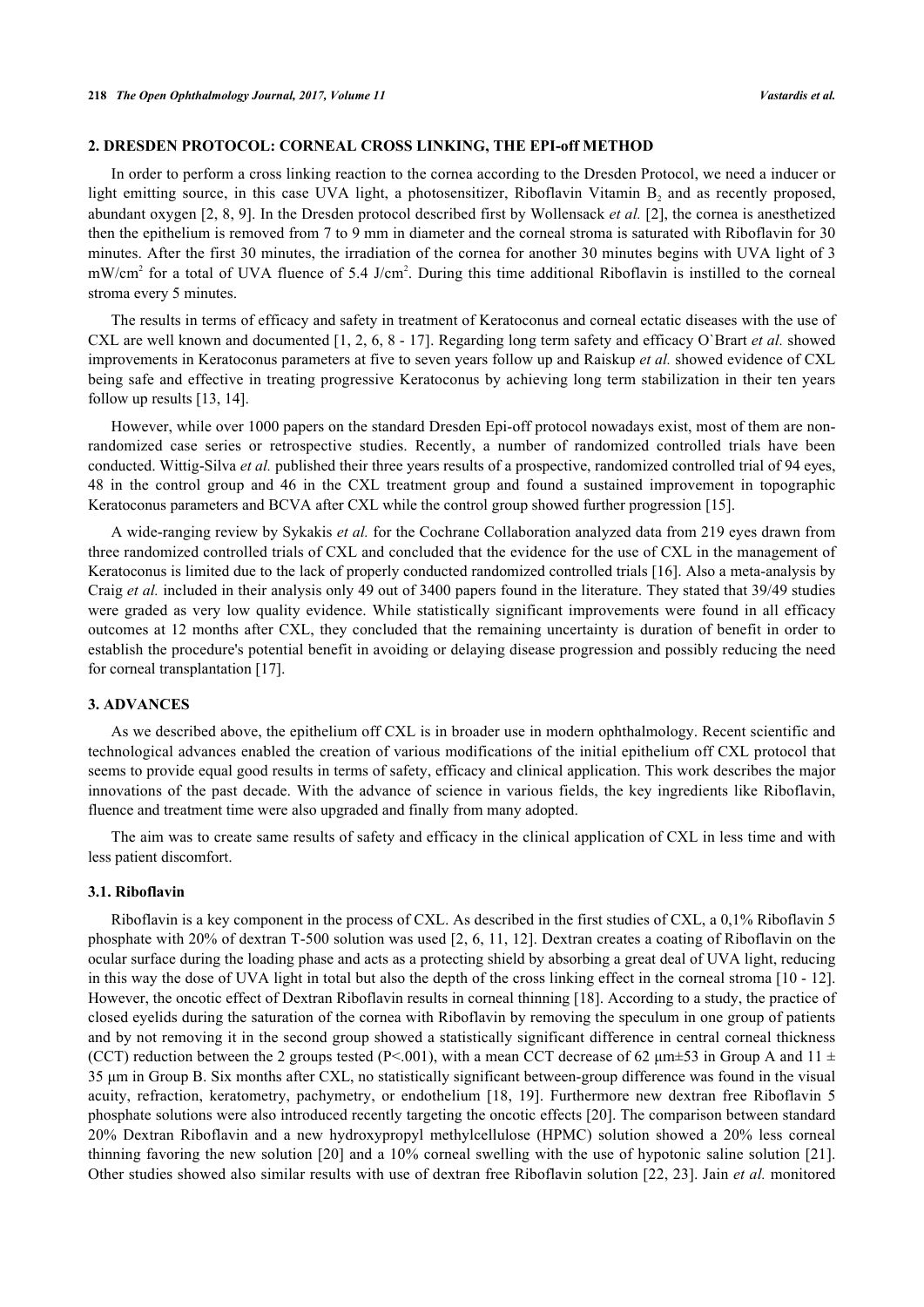## 2. DRESDEN PROTOCOL: CORNEAL CROSS LINKING, THE EPI-off METHOD

In order to perform a cross linking reaction to the cornea according to the Dresden Protocol, we need a inducer or light emitting source, in this case UVA light, a photosensitizer, Riboflavin Vitamin $B_2$ and as recently proposed, abundant oxygen [2, 8, 9]. In the Dresden protocol described first by Wollensack *et al.* [2], the cornea is anesthetized then the epithelium is removed from 7 to 9 mm in diameter and the corneal stroma is saturated with Riboflavin for 30 minutes. After the first 30 minutes, the irradiation of the cornea for another 30 minutes begins with UVA light of 3 $mW/cm^2$ for a total of UVA fluence of 5.4 $J/cm^2$. During this time additional Riboflavin is instilled to the corneal stroma every 5 minutes.

The results in terms of efficacy and safety in treatment of Keratoconus and corneal ectatic diseases with the use of CXL are well known and documented [1, 2, 6, 8 - 17]. Regarding long term safety and efficacy O`Brart *et al.* showed improvements in Keratoconus parameters at five to seven years follow up and Raiskup *et al.* showed evidence of CXL being safe and effective in treating progressive Keratoconus by achieving long term stabilization in their ten years follow up results [13, 14].

However, while over 1000 papers on the standard Dresden Epi-off protocol nowadays exist, most of them are non-randomized case series or retrospective studies. Recently, a number of randomized controlled trials have been conducted. Wittig-Silva *et al.* published their three years results of a prospective, randomized controlled trial of 94 eyes, 48 in the control group and 46 in the CXL treatment group and found a sustained improvement in topographic Keratoconus parameters and BCVA after CXL while the control group showed further progression [15].

A wide-ranging review by Sykakis *et al.* for the Cochrane Collaboration analyzed data from 219 eyes drawn from three randomized controlled trials of CXL and concluded that the evidence for the use of CXL in the management of Keratoconus is limited due to the lack of properly conducted randomized controlled trials [16]. Also a meta-analysis by Craig *et al.* included in their analysis only 49 out of 3400 papers found in the literature. They stated that 39/49 studies were graded as very low quality evidence. While statistically significant improvements were found in all efficacy outcomes at 12 months after CXL, they concluded that the remaining uncertainty is duration of benefit in order to establish the procedure's potential benefit in avoiding or delaying disease progression and possibly reducing the need for corneal transplantation [17].

## 3. ADVANCES

As we described above, the epithelium off CXL is in broader use in modern ophthalmology. Recent scientific and technological advances enabled the creation of various modifications of the initial epithelium off CXL protocol that seems to provide equal good results in terms of safety, efficacy and clinical application. This work describes the major innovations of the past decade. With the advance of science in various fields, the key ingredients like Riboflavin, fluence and treatment time were also upgraded and finally from many adopted.

The aim was to create same results of safety and efficacy in the clinical application of CXL in less time and with less patient discomfort.

### 3.1. Riboflavin

Riboflavin is a key component in the process of CXL. As described in the first studies of CXL, a 0,1% Riboflavin 5 phosphate with 20% of dextran T-500 solution was used [2, 6, 11, 12]. Dextran creates a coating of Riboflavin on the ocular surface during the loading phase and acts as a protecting shield by absorbing a great deal of UVA light, reducing in this way the dose of UVA light in total but also the depth of the cross linking effect in the corneal stroma [10 - 12]. However, the oncotic effect of Dextran Riboflavin results in corneal thinning [18]. According to a study, the practice of closed eyelids during the saturation of the cornea with Riboflavin by removing the speculum in one group of patients and by not removing it in the second group showed a statistically significant difference in central corneal thickness (CCT) reduction between the 2 groups tested ($P<.001$), with a mean CCT decrease of 62 μm±53 in Group A and 11 ± 35 μm in Group B. Six months after CXL, no statistically significant between-group difference was found in the visual acuity, refraction, keratometry, pachymetry, or endothelium [18, 19]. Furthermore new dextran free Riboflavin 5 phosphate solutions were also introduced recently targeting the oncotic effects [20]. The comparison between standard 20% Dextran Riboflavin and a new hydroxypropyl methylcellulose (HPMC) solution showed a 20% less corneal thinning favoring the new solution [20] and a 10% corneal swelling with the use of hypotonic saline solution [21]. Other studies showed also similar results with use of dextran free Riboflavin solution [22, 23]. Jain *et al.* monitored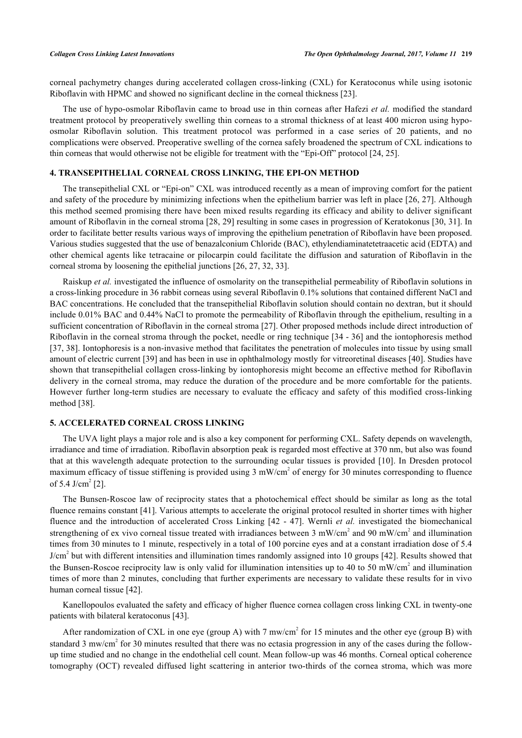corneal pachymetry changes during accelerated collagen cross-linking (CXL) for Keratoconus while using isotonic Riboflavin with HPMC and showed no significant decline in the corneal thickness [23].

The use of hypo-osmolar Riboflavin came to broad use in thin corneas after Hafezi *et al.* modified the standard treatment protocol by preoperatively swelling thin corneas to a stromal thickness of at least 400 micron using hypo-osmolar Riboflavin solution. This treatment protocol was performed in a case series of 20 patients, and no complications were observed. Preoperative swelling of the cornea safely broadened the spectrum of CXL indications to thin corneas that would otherwise not be eligible for treatment with the "Epi-Off" protocol [24, 25].

## 4. TRANSEPITHELIAL CORNEAL CROSS LINKING, THE EPI-ON METHOD

The transepithelial CXL or "Epi-on" CXL was introduced recently as a mean of improving comfort for the patient and safety of the procedure by minimizing infections when the epithelium barrier was left in place [26, 27]. Although this method seemed promising there have been mixed results regarding its efficacy and ability to deliver significant amount of Riboflavin in the corneal stroma [28, 29] resulting in some cases in progression of Keratokonus [30, 31]. In order to facilitate better results various ways of improving the epithelium penetration of Riboflavin have been proposed. Various studies suggested that the use of benazalconium Chloride (BAC), ethylendiaminatetetraacetic acid (EDTA) and other chemical agents like tetracaine or pilocarpin could facilitate the diffusion and saturation of Riboflavin in the corneal stroma by loosening the epithelial junctions [26, 27, 32, 33].

Raiskup *et al.* investigated the influence of osmolarity on the transepithelial permeability of Riboflavin solutions in a cross-linking procedure in 36 rabbit corneas using several Riboflavin 0.1% solutions that contained different NaCl and BAC concentrations. He concluded that the transepithelial Riboflavin solution should contain no dextran, but it should include 0.01% BAC and 0.44% NaCl to promote the permeability of Riboflavin through the epithelium, resulting in a sufficient concentration of Riboflavin in the corneal stroma [27]. Other proposed methods include direct introduction of Riboflavin in the corneal stroma through the pocket, needle or ring technique [34 - 36] and the iontophoresis method [37, 38]. Iontophoresis is a non-invasive method that facilitates the penetration of molecules into tissue by using small amount of electric current [39] and has been in use in ophthalmology mostly for vitreoretinal diseases [40]. Studies have shown that transepithelial collagen cross-linking by iontophoresis might become an effective method for Riboflavin delivery in the corneal stroma, may reduce the duration of the procedure and be more comfortable for the patients. However further long-term studies are necessary to evaluate the efficacy and safety of this modified cross-linking method [38].

## 5. ACCELERATED CORNEAL CROSS LINKING

The UVA light plays a major role and is also a key component for performing CXL. Safety depends on wavelength, irradiance and time of irradiation. Riboflavin absorption peak is regarded most effective at 370 nm, but also was found that at this wavelength adequate protection to the surrounding ocular tissues is provided [10]. In Dresden protocol maximum efficacy of tissue stiffening is provided using 3 mW/cm$^2$ of energy for 30 minutes corresponding to fluence of 5.4 J/cm$^2$ [2].

The Bunsen-Roscoe law of reciprocity states that a photochemical effect should be similar as long as the total fluence remains constant [41]. Various attempts to accelerate the original protocol resulted in shorter times with higher fluence and the introduction of accelerated Cross Linking [42 - 47]. Wernli *et al.* investigated the biomechanical strengthening of ex vivo corneal tissue treated with irradiances between 3 mW/cm$^2$ and 90 mW/cm$^2$ and illumination times from 30 minutes to 1 minute, respectively in a total of 100 porcine eyes and at a constant irradiation dose of 5.4 J/cm$^2$ but with different intensities and illumination times randomly assigned into 10 groups [42]. Results showed that the Bunsen-Roscoe reciprocity law is only valid for illumination intensities up to 40 to 50 mW/cm$^2$ and illumination times of more than 2 minutes, concluding that further experiments are necessary to validate these results for in vivo human corneal tissue [42].

Kanellopoulos evaluated the safety and efficacy of higher fluence cornea collagen cross linking CXL in twenty-one patients with bilateral keratoconus [43].

After randomization of CXL in one eye (group A) with 7 mw/cm$^2$ for 15 minutes and the other eye (group B) with standard 3 mw/cm$^2$ for 30 minutes resulted that there was no ectasia progression in any of the cases during the follow-up time studied and no change in the endothelial cell count. Mean follow-up was 46 months. Corneal optical coherence tomography (OCT) revealed diffused light scattering in anterior two-thirds of the cornea stroma, which was more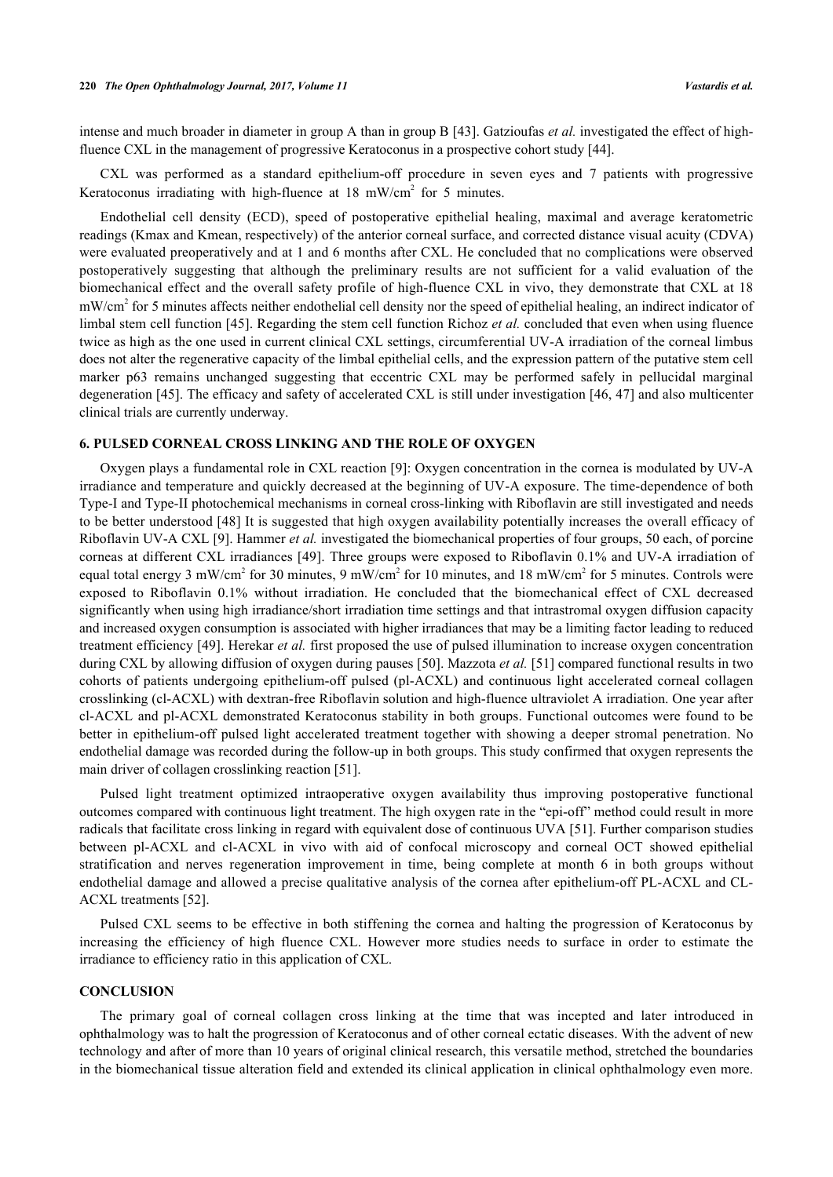intense and much broader in diameter in group A than in group B [43]. Gatzioufas *et al.* investigated the effect of high-fluence CXL in the management of progressive Keratoconus in a prospective cohort study [44].

CXL was performed as a standard epithelium-off procedure in seven eyes and 7 patients with progressive Keratoconus irradiating with high-fluence at 18 mW/cm$^2$ for 5 minutes.

Endothelial cell density (ECD), speed of postoperative epithelial healing, maximal and average keratometric readings (Kmax and Kmean, respectively) of the anterior corneal surface, and corrected distance visual acuity (CDVA) were evaluated preoperatively and at 1 and 6 months after CXL. He concluded that no complications were observed postoperatively suggesting that although the preliminary results are not sufficient for a valid evaluation of the biomechanical effect and the overall safety profile of high-fluence CXL in vivo, they demonstrate that CXL at 18 mW/cm$^2$ for 5 minutes affects neither endothelial cell density nor the speed of epithelial healing, an indirect indicator of limbal stem cell function [45]. Regarding the stem cell function Richoz *et al.* concluded that even when using fluence twice as high as the one used in current clinical CXL settings, circumferential UV-A irradiation of the corneal limbus does not alter the regenerative capacity of the limbal epithelial cells, and the expression pattern of the putative stem cell marker p63 remains unchanged suggesting that eccentric CXL may be performed safely in pellucidal marginal degeneration [45]. The efficacy and safety of accelerated CXL is still under investigation [46, 47] and also multicenter clinical trials are currently underway.

## 6. PULSED CORNEAL CROSS LINKING AND THE ROLE OF OXYGEN

Oxygen plays a fundamental role in CXL reaction [9]: Oxygen concentration in the cornea is modulated by UV-A irradiance and temperature and quickly decreased at the beginning of UV-A exposure. The time-dependence of both Type-I and Type-II photochemical mechanisms in corneal cross-linking with Riboflavin are still investigated and needs to be better understood [48] It is suggested that high oxygen availability potentially increases the overall efficacy of Riboflavin UV-A CXL [9]. Hammer *et al.* investigated the biomechanical properties of four groups, 50 each, of porcine corneas at different CXL irradiances [49]. Three groups were exposed to Riboflavin 0.1% and UV-A irradiation of equal total energy 3 mW/cm$^2$ for 30 minutes, 9 mW/cm$^2$ for 10 minutes, and 18 mW/cm$^2$ for 5 minutes. Controls were exposed to Riboflavin 0.1% without irradiation. He concluded that the biomechanical effect of CXL decreased significantly when using high irradiance/short irradiation time settings and that intrastromal oxygen diffusion capacity and increased oxygen consumption is associated with higher irradiances that may be a limiting factor leading to reduced treatment efficiency [49]. Herekar *et al.* first proposed the use of pulsed illumination to increase oxygen concentration during CXL by allowing diffusion of oxygen during pauses [50]. Mazzota *et al.* [51] compared functional results in two cohorts of patients undergoing epithelium-off pulsed (pl-ACXL) and continuous light accelerated corneal collagen crosslinking (cl-ACXL) with dextran-free Riboflavin solution and high-fluence ultraviolet A irradiation. One year after cl-ACXL and pl-ACXL demonstrated Keratoconus stability in both groups. Functional outcomes were found to be better in epithelium-off pulsed light accelerated treatment together with showing a deeper stromal penetration. No endothelial damage was recorded during the follow-up in both groups. This study confirmed that oxygen represents the main driver of collagen crosslinking reaction [51].

Pulsed light treatment optimized intraoperative oxygen availability thus improving postoperative functional outcomes compared with continuous light treatment. The high oxygen rate in the "epi-off" method could result in more radicals that facilitate cross linking in regard with equivalent dose of continuous UVA [51]. Further comparison studies between pl-ACXL and cl-ACXL in vivo with aid of confocal microscopy and corneal OCT showed epithelial stratification and nerves regeneration improvement in time, being complete at month 6 in both groups without endothelial damage and allowed a precise qualitative analysis of the cornea after epithelium-off PL-ACXL and CL-ACXL treatments [52].

Pulsed CXL seems to be effective in both stiffening the cornea and halting the progression of Keratoconus by increasing the efficiency of high fluence CXL. However more studies needs to surface in order to estimate the irradiance to efficiency ratio in this application of CXL.

## CONCLUSION

The primary goal of corneal collagen cross linking at the time that was incepted and later introduced in ophthalmology was to halt the progression of Keratoconus and of other corneal ectatic diseases. With the advent of new technology and after of more than 10 years of original clinical research, this versatile method, stretched the boundaries in the biomechanical tissue alteration field and extended its clinical application in clinical ophthalmology even more.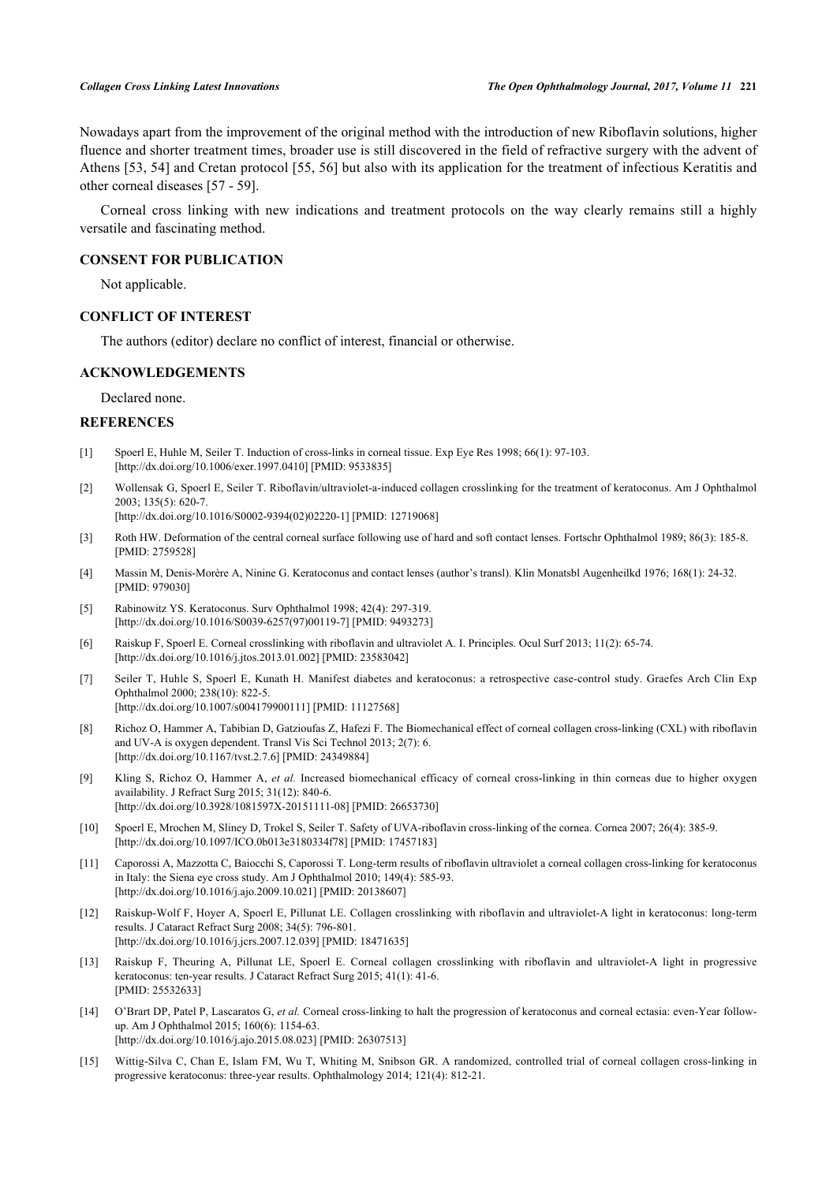Nowadays apart from the improvement of the original method with the introduction of new Riboflavin solutions, higher fluence and shorter treatment times, broader use is still discovered in the field of refractive surgery with the advent of Athens [53, 54] and Cretan protocol [55, 56] but also with its application for the treatment of infectious Keratitis and other corneal diseases [57 - 59].

Corneal cross linking with new indications and treatment protocols on the way clearly remains still a highly versatile and fascinating method.

## CONSENT FOR PUBLICATION

Not applicable.

## CONFLICT OF INTEREST

The authors (editor) declare no conflict of interest, financial or otherwise.

## ACKNOWLEDGEMENTS

Declared none.

## REFERENCES

[1] Spoerl E, Huhle M, Seiler T. Induction of cross-links in corneal tissue. Exp Eye Res 1998; 66(1): 97-103. [http://dx.doi.org/10.1006/exer.1997.0410] [PMID: 9533835]

[2] Wollensak G, Spoerl E, Seiler T. Riboflavin/ultraviolet-a-induced collagen crosslinking for the treatment of keratoconus. Am J Ophthalmol 2003; 135(5): 620-7. [http://dx.doi.org/10.1016/S0002-9394(02)02220-1] [PMID: 12719068]

[3] Roth HW. Deformation of the central corneal surface following use of hard and soft contact lenses. Fortschr Ophthalmol 1989; 86(3): 185-8. [PMID: 2759528]

[4] Massin M, Denis-Morère A, Ninine G. Keratoconus and contact lenses (author's transl). Klin Monatsbl Augenheilkd 1976; 168(1): 24-32. [PMID: 979030]

[5] Rabinowitz YS. Keratoconus. Surv Ophthalmol 1998; 42(4): 297-319. [http://dx.doi.org/10.1016/S0039-6257(97)00119-7] [PMID: 9493273]

[6] Raiskup F, Spoerl E. Corneal crosslinking with riboflavin and ultraviolet A. I. Principles. Ocul Surf 2013; 11(2): 65-74. [http://dx.doi.org/10.1016/j.jtos.2013.01.002] [PMID: 23583042]

[7] Seiler T, Huhle S, Spoerl E, Kunath H. Manifest diabetes and keratoconus: a retrospective case-control study. Graefes Arch Clin Exp Ophthalmol 2000; 238(10): 822-5. [http://dx.doi.org/10.1007/s004179900111] [PMID: 11127568]

[8] Richoz O, Hammer A, Tabibian D, Gatzioufas Z, Hafezi F. The Biomechanical effect of corneal collagen cross-linking (CXL) with riboflavin and UV-A is oxygen dependent. Transl Vis Sci Technol 2013; 2(7): 6. [http://dx.doi.org/10.1167/tvst.2.7.6] [PMID: 24349884]

[9] Kling S, Richoz O, Hammer A, *et al.* Increased biomechanical efficacy of corneal cross-linking in thin corneas due to higher oxygen availability. J Refract Surg 2015; 31(12): 840-6. [http://dx.doi.org/10.3928/1081597X-20151111-08] [PMID: 26653730]

[10] Spoerl E, Mrochen M, Sliney D, Trokel S, Seiler T. Safety of UVA-riboflavin cross-linking of the cornea. Cornea 2007; 26(4): 385-9. [http://dx.doi.org/10.1097/ICO.0b013e3180334f78] [PMID: 17457183]

[11] Caporossi A, Mazzotta C, Baiocchi S, Caporossi T. Long-term results of riboflavin ultraviolet a corneal collagen cross-linking for keratoconus in Italy: the Siena eye cross study. Am J Ophthalmol 2010; 149(4): 585-93. [http://dx.doi.org/10.1016/j.ajo.2009.10.021] [PMID: 20138607]

[12] Raiskup-Wolf F, Hoyer A, Spoerl E, Pillunat LE. Collagen crosslinking with riboflavin and ultraviolet-A light in keratoconus: long-term results. J Cataract Refract Surg 2008; 34(5): 796-801. [http://dx.doi.org/10.1016/j.jcrs.2007.12.039] [PMID: 18471635]

[13] Raiskup F, Theuring A, Pillunat LE, Spoerl E. Corneal collagen crosslinking with riboflavin and ultraviolet-A light in progressive keratoconus: ten-year results. J Cataract Refract Surg 2015; 41(1): 41-6. [PMID: 25532633]

[14] O'Brart DP, Patel P, Lascaratos G, *et al.* Corneal cross-linking to halt the progression of keratoconus and corneal ectasia: even-Year follow-up. Am J Ophthalmol 2015; 160(6): 1154-63. [http://dx.doi.org/10.1016/j.ajo.2015.08.023] [PMID: 26307513]

[15] Wittig-Silva C, Chan E, Islam FM, Wu T, Whiting M, Snibson GR. A randomized, controlled trial of corneal collagen cross-linking in progressive keratoconus: three-year results. Ophthalmology 2014; 121(4): 812-21.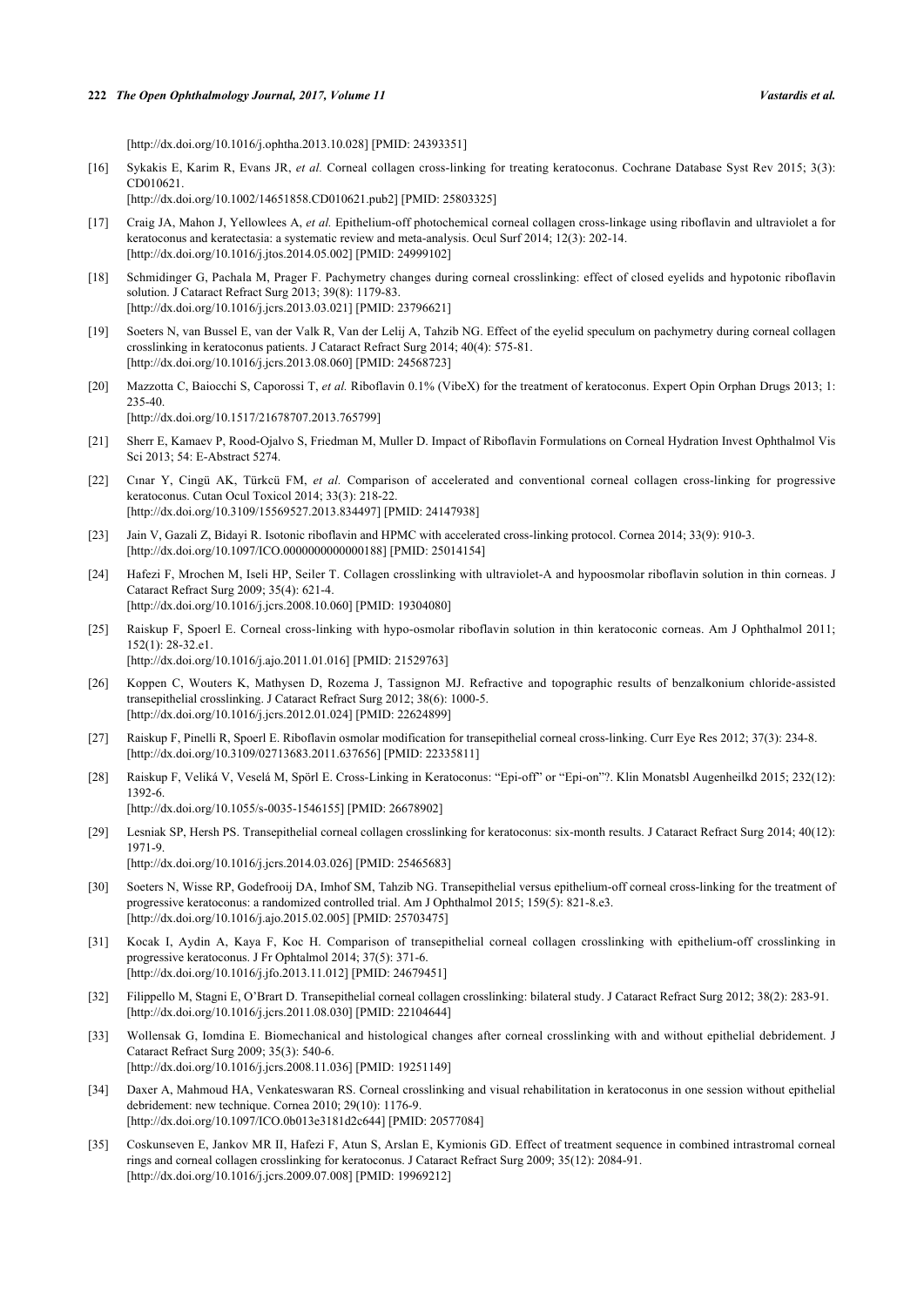[http://dx.doi.org/10.1016/j.ophtha.2013.10.028] [PMID: 24393351]

[16] Sykakis E, Karim R, Evans JR, *et al.* Corneal collagen cross-linking for treating keratoconus. Cochrane Database Syst Rev 2015; 3(3): CD010621.
[http://dx.doi.org/10.1002/14651858.CD010621.pub2] [PMID: 25803325]

[17] Craig JA, Mahon J, Yellowlees A, *et al.* Epithelium-off photochemical corneal collagen cross-linkage using riboflavin and ultraviolet a for keratoconus and keratectasia: a systematic review and meta-analysis. Ocul Surf 2014; 12(3): 202-14.
[http://dx.doi.org/10.1016/j.jtos.2014.05.002] [PMID: 24999102]

[18] Schmidinger G, Pachala M, Prager F. Pachymetry changes during corneal crosslinking: effect of closed eyelids and hypotonic riboflavin solution. J Cataract Refract Surg 2013; 39(8): 1179-83.
[http://dx.doi.org/10.1016/j.jcrs.2013.03.021] [PMID: 23796621]

[19] Soeters N, van Bussel E, van der Valk R, Van der Lelij A, Tahzib NG. Effect of the eyelid speculum on pachymetry during corneal collagen crosslinking in keratoconus patients. J Cataract Refract Surg 2014; 40(4): 575-81.
[http://dx.doi.org/10.1016/j.jcrs.2013.08.060] [PMID: 24568723]

[20] Mazzotta C, Baiocchi S, Caporossi T, *et al.* Riboflavin 0.1% (VibeX) for the treatment of keratoconus. Expert Opin Orphan Drugs 2013; 1: 235-40.
[http://dx.doi.org/10.1517/21678707.2013.765799]

[21] Sherr E, Kamaev P, Rood-Ojalvo S, Friedman M, Muller D. Impact of Riboflavin Formulations on Corneal Hydration Invest Ophthalmol Vis Sci 2013; 54: E-Abstract 5274.

[22] Cınar Y, Cingü AK, Türkcü FM, *et al.* Comparison of accelerated and conventional corneal collagen cross-linking for progressive keratoconus. Cutan Ocul Toxicol 2014; 33(3): 218-22.
[http://dx.doi.org/10.3109/15569527.2013.834497] [PMID: 24147938]

[23] Jain V, Gazali Z, Bidayi R. Isotonic riboflavin and HPMC with accelerated cross-linking protocol. Cornea 2014; 33(9): 910-3.
[http://dx.doi.org/10.1097/ICO.0000000000000188] [PMID: 25014154]

[24] Hafezi F, Mrochen M, Iseli HP, Seiler T. Collagen crosslinking with ultraviolet-A and hypoosmolar riboflavin solution in thin corneas. J Cataract Refract Surg 2009; 35(4): 621-4.
[http://dx.doi.org/10.1016/j.jcrs.2008.10.060] [PMID: 19304080]

[25] Raiskup F, Spoerl E. Corneal cross-linking with hypo-osmolar riboflavin solution in thin keratoconic corneas. Am J Ophthalmol 2011; 152(1): 28-32.e1.
[http://dx.doi.org/10.1016/j.ajo.2011.01.016] [PMID: 21529763]

[26] Koppen C, Wouters K, Mathysen D, Rozema J, Tassignon MJ. Refractive and topographic results of benzalkonium chloride-assisted transepithelial crosslinking. J Cataract Refract Surg 2012; 38(6): 1000-5.
[http://dx.doi.org/10.1016/j.jcrs.2012.01.024] [PMID: 22624899]

[27] Raiskup F, Pinelli R, Spoerl E. Riboflavin osmolar modification for transepithelial corneal cross-linking. Curr Eye Res 2012; 37(3): 234-8.
[http://dx.doi.org/10.3109/02713683.2011.637656] [PMID: 22335811]

[28] Raiskup F, Veliká V, Veselá M, Spörl E. Cross-Linking in Keratoconus: "Epi-off" or "Epi-on"?. Klin Monatsbl Augenheilkd 2015; 232(12): 1392-6.
[http://dx.doi.org/10.1055/s-0035-1546155] [PMID: 26678902]

[29] Lesniak SP, Hersh PS. Transepithelial corneal collagen crosslinking for keratoconus: six-month results. J Cataract Refract Surg 2014; 40(12): 1971-9.
[http://dx.doi.org/10.1016/j.jcrs.2014.03.026] [PMID: 25465683]

[30] Soeters N, Wisse RP, Godefrooij DA, Imhof SM, Tahzib NG. Transepithelial versus epithelium-off corneal cross-linking for the treatment of progressive keratoconus: a randomized controlled trial. Am J Ophthalmol 2015; 159(5): 821-8.e3.
[http://dx.doi.org/10.1016/j.ajo.2015.02.005] [PMID: 25703475]

[31] Kocak I, Aydin A, Kaya F, Koc H. Comparison of transepithelial corneal collagen crosslinking with epithelium-off crosslinking in progressive keratoconus. J Fr Ophtalmol 2014; 37(5): 371-6.
[http://dx.doi.org/10.1016/j.jfo.2013.11.012] [PMID: 24679451]

[32] Filippello M, Stagni E, O'Brart D. Transepithelial corneal collagen crosslinking: bilateral study. J Cataract Refract Surg 2012; 38(2): 283-91.
[http://dx.doi.org/10.1016/j.jcrs.2011.08.030] [PMID: 22104644]

[33] Wollensak G, Iomdina E. Biomechanical and histological changes after corneal crosslinking with and without epithelial debridement. J Cataract Refract Surg 2009; 35(3): 540-6.
[http://dx.doi.org/10.1016/j.jcrs.2008.11.036] [PMID: 19251149]

[34] Daxer A, Mahmoud HA, Venkateswaran RS. Corneal crosslinking and visual rehabilitation in keratoconus in one session without epithelial debridement: new technique. Cornea 2010; 29(10): 1176-9.
[http://dx.doi.org/10.1097/ICO.0b013e3181d2c644] [PMID: 20577084]

[35] Coskunseven E, Jankov MR II, Hafezi F, Atun S, Arslan E, Kymionis GD. Effect of treatment sequence in combined intrastromal corneal rings and corneal collagen crosslinking for keratoconus. J Cataract Refract Surg 2009; 35(12): 2084-91.
[http://dx.doi.org/10.1016/j.jcrs.2009.07.008] [PMID: 19969212]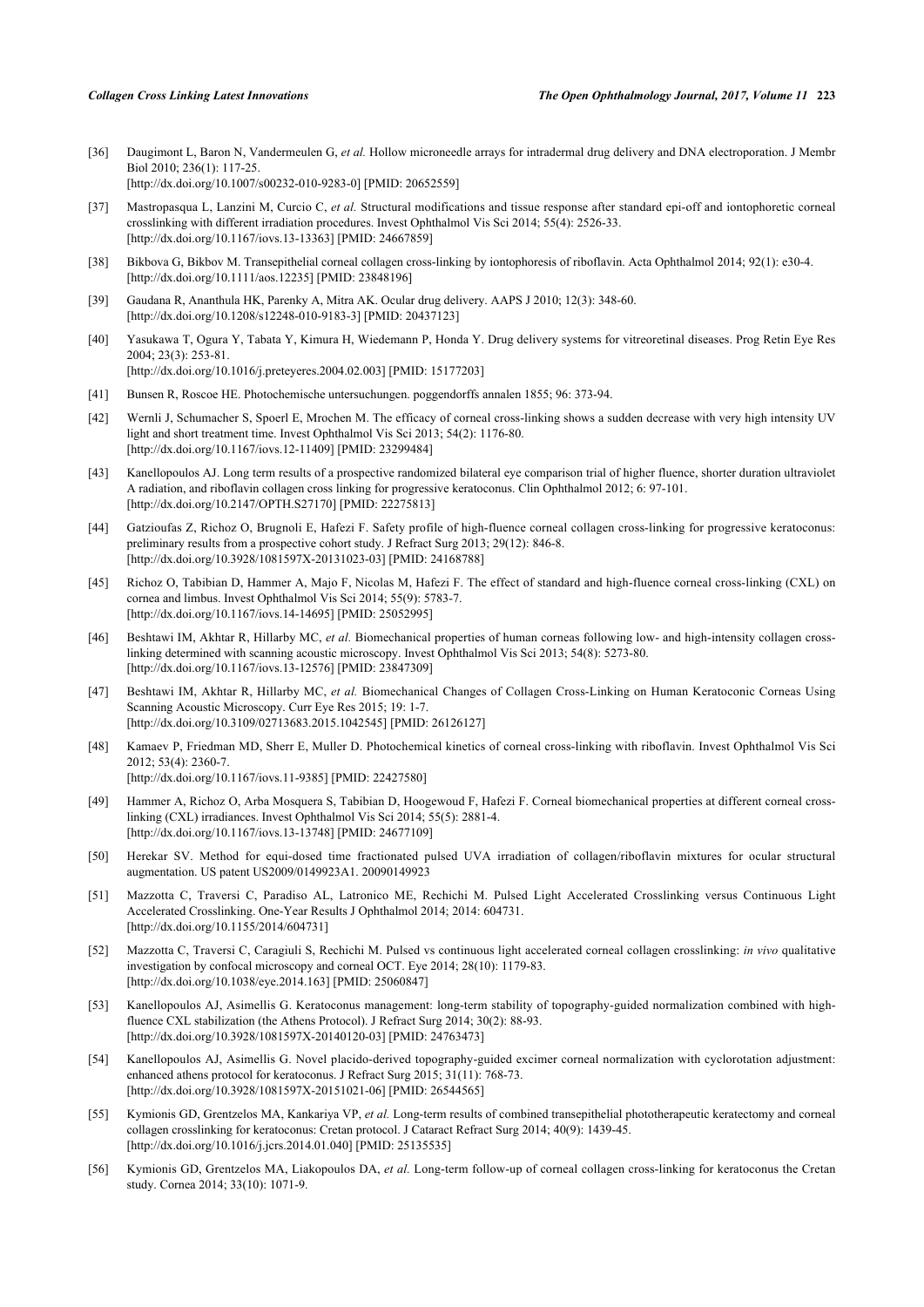[36] Daugimont L, Baron N, Vandermeulen G, *et al.* Hollow microneedle arrays for intradermal drug delivery and DNA electroporation. J Membr Biol 2010; 236(1): 117-25.
[http://dx.doi.org/10.1007/s00232-010-9283-0] [PMID: 20652559]

[37] Mastropasqua L, Lanzini M, Curcio C, *et al.* Structural modifications and tissue response after standard epi-off and iontophoretic corneal crosslinking with different irradiation procedures. Invest Ophthalmol Vis Sci 2014; 55(4): 2526-33.
[http://dx.doi.org/10.1167/iovs.13-13363] [PMID: 24667859]

[38] Bikbova G, Bikbov M. Transepithelial corneal collagen cross-linking by iontophoresis of riboflavin. Acta Ophthalmol 2014; 92(1): e30-4.
[http://dx.doi.org/10.1111/aos.12235] [PMID: 23848196]

[39] Gaudana R, Ananthula HK, Parenky A, Mitra AK. Ocular drug delivery. AAPS J 2010; 12(3): 348-60.
[http://dx.doi.org/10.1208/s12248-010-9183-3] [PMID: 20437123]

[40] Yasukawa T, Ogura Y, Tabata Y, Kimura H, Wiedemann P, Honda Y. Drug delivery systems for vitreoretinal diseases. Prog Retin Eye Res 2004; 23(3): 253-81.
[http://dx.doi.org/10.1016/j.preteyeres.2004.02.003] [PMID: 15177203]

[41] Bunsen R, Roscoe HE. Photochemische untersuchungen. poggendorffs annalen 1855; 96: 373-94.

[42] Wernli J, Schumacher S, Spoerl E, Mrochen M. The efficacy of corneal cross-linking shows a sudden decrease with very high intensity UV light and short treatment time. Invest Ophthalmol Vis Sci 2013; 54(2): 1176-80.
[http://dx.doi.org/10.1167/iovs.12-11409] [PMID: 23299484]

[43] Kanellopoulos AJ. Long term results of a prospective randomized bilateral eye comparison trial of higher fluence, shorter duration ultraviolet A radiation, and riboflavin collagen cross linking for progressive keratoconus. Clin Ophthalmol 2012; 6: 97-101.
[http://dx.doi.org/10.2147/OPTH.S27170] [PMID: 22275813]

[44] Gatzioufas Z, Richoz O, Brugnoli E, Hafezi F. Safety profile of high-fluence corneal collagen cross-linking for progressive keratoconus: preliminary results from a prospective cohort study. J Refract Surg 2013; 29(12): 846-8.
[http://dx.doi.org/10.3928/1081597X-20131023-03] [PMID: 24168788]

[45] Richoz O, Tabibian D, Hammer A, Majo F, Nicolas M, Hafezi F. The effect of standard and high-fluence corneal cross-linking (CXL) on cornea and limbus. Invest Ophthalmol Vis Sci 2014; 55(9): 5783-7.
[http://dx.doi.org/10.1167/iovs.14-14695] [PMID: 25052995]

[46] Beshtawi IM, Akhtar R, Hillarby MC, *et al.* Biomechanical properties of human corneas following low- and high-intensity collagen cross-linking determined with scanning acoustic microscopy. Invest Ophthalmol Vis Sci 2013; 54(8): 5273-80.
[http://dx.doi.org/10.1167/iovs.13-12576] [PMID: 23847309]

[47] Beshtawi IM, Akhtar R, Hillarby MC, *et al.* Biomechanical Changes of Collagen Cross-Linking on Human Keratoconic Corneas Using Scanning Acoustic Microscopy. Curr Eye Res 2015; 19: 1-7.
[http://dx.doi.org/10.3109/02713683.2015.1042545] [PMID: 26126127]

[48] Kamaev P, Friedman MD, Sherr E, Muller D. Photochemical kinetics of corneal cross-linking with riboflavin. Invest Ophthalmol Vis Sci 2012; 53(4): 2360-7.
[http://dx.doi.org/10.1167/iovs.11-9385] [PMID: 22427580]

[49] Hammer A, Richoz O, Arba Mosquera S, Tabibian D, Hoogewoud F, Hafezi F. Corneal biomechanical properties at different corneal cross-linking (CXL) irradiances. Invest Ophthalmol Vis Sci 2014; 55(5): 2881-4.
[http://dx.doi.org/10.1167/iovs.13-13748] [PMID: 24677109]

[50] Herekar SV. Method for equi-dosed time fractionated pulsed UVA irradiation of collagen/riboflavin mixtures for ocular structural augmentation. US patent US2009/0149923A1. 20090149923

[51] Mazzotta C, Traversi C, Paradiso AL, Latronico ME, Rechichi M. Pulsed Light Accelerated Crosslinking versus Continuous Light Accelerated Crosslinking. One-Year Results J Ophthalmol 2014; 2014: 604731.
[http://dx.doi.org/10.1155/2014/604731]

[52] Mazzotta C, Traversi C, Caragiuli S, Rechichi M. Pulsed vs continuous light accelerated corneal collagen crosslinking: *in vivo* qualitative investigation by confocal microscopy and corneal OCT. Eye 2014; 28(10): 1179-83.
[http://dx.doi.org/10.1038/eye.2014.163] [PMID: 25060847]

[53] Kanellopoulos AJ, Asimellis G. Keratoconus management: long-term stability of topography-guided normalization combined with high-fluence CXL stabilization (the Athens Protocol). J Refract Surg 2014; 30(2): 88-93.
[http://dx.doi.org/10.3928/1081597X-20140120-03] [PMID: 24763473]

[54] Kanellopoulos AJ, Asimellis G. Novel placido-derived topography-guided excimer corneal normalization with cyclorotation adjustment: enhanced athens protocol for keratoconus. J Refract Surg 2015; 31(11): 768-73.
[http://dx.doi.org/10.3928/1081597X-20151021-06] [PMID: 26544565]

[55] Kymionis GD, Grentzelos MA, Kankariya VP, *et al.* Long-term results of combined transepithelial phototherapeutic keratectomy and corneal collagen crosslinking for keratoconus: Cretan protocol. J Cataract Refract Surg 2014; 40(9): 1439-45.
[http://dx.doi.org/10.1016/j.jcrs.2014.01.040] [PMID: 25135535]

[56] Kymionis GD, Grentzelos MA, Liakopoulos DA, *et al.* Long-term follow-up of corneal collagen cross-linking for keratoconus the Cretan study. Cornea 2014; 33(10): 1071-9.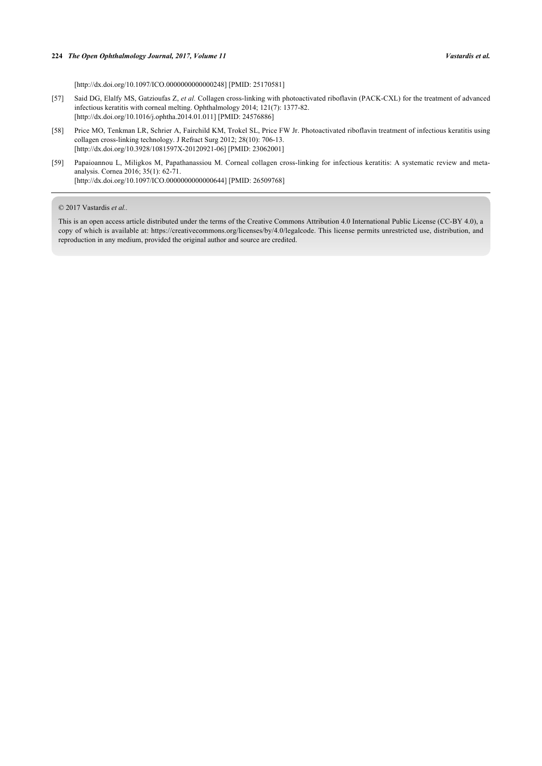[http://dx.doi.org/10.1097/ICO.0000000000000248] [PMID: 25170581]

[57] Said DG, Elalfy MS, Gatzioufas Z, *et al.* Collagen cross-linking with photoactivated riboflavin (PACK-CXL) for the treatment of advanced infectious keratitis with corneal melting. Ophthalmology 2014; 121(7): 1377-82. [http://dx.doi.org/10.1016/j.ophtha.2014.01.011] [PMID: 24576886]

[58] Price MO, Tenkman LR, Schrier A, Fairchild KM, Trokel SL, Price FW Jr. Photoactivated riboflavin treatment of infectious keratitis using collagen cross-linking technology. J Refract Surg 2012; 28(10): 706-13. [http://dx.doi.org/10.3928/1081597X-20120921-06] [PMID: 23062001]

[59] Papaioannou L, Miligkos M, Papathanassiou M. Corneal collagen cross-linking for infectious keratitis: A systematic review and meta-analysis. Cornea 2016; 35(1): 62-71. [http://dx.doi.org/10.1097/ICO.0000000000000644] [PMID: 26509768]

---

© 2017 Vastardis *et al.*.

This is an open access article distributed under the terms of the Creative Commons Attribution 4.0 International Public License (CC-BY 4.0), a copy of which is available at: https://creativecommons.org/licenses/by/4.0/legalcode. This license permits unrestricted use, distribution, and reproduction in any medium, provided the original author and source are credited.